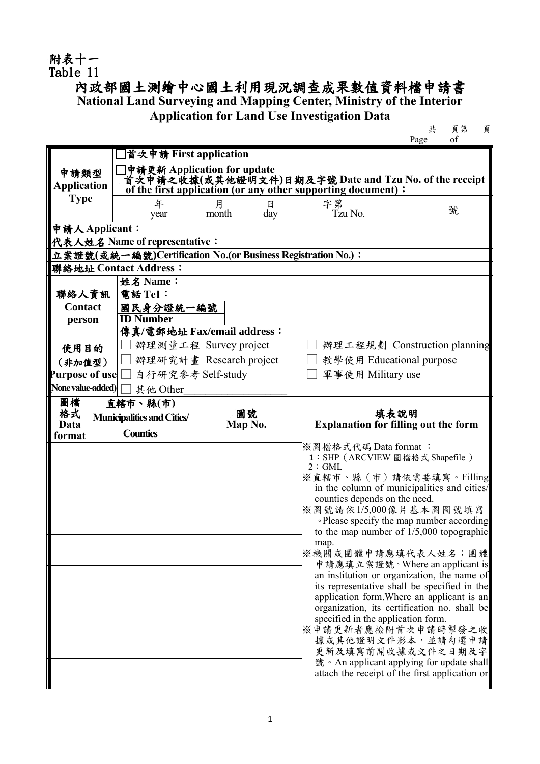附表十一
Table 11

# 內政部國土測繪中心國土利用現況調查成果數值資料檔申請書
## National Land Surveying and Mapping Center, Ministry of the Interior Application for Land Use Investigation Data

共　頁第　頁
Page　of

| | | | | | |
|---|---|---|---|---|---|
| 申請類型 Application Type | □首次申請 First application | | | | |
| | □申請更新 Application for update<br>首次申請之收據(或其他證明文件)日期及字號 Date and Tzu No. of the receipt of the first application (or any other supporting document)： | | | | |
| | 年 year　月 month　日 day | | 字第 Tzu No.　號 | | |
| 申請人 Applicant： | | | | | |
| 代表人姓名 Name of representative： | | | | | |
| 立案證號(或統一編號)Certification No.(or Business Registration No.)： | | | | | |
| 聯絡地址 Contact Address： | | | | | |
| 聯絡人資訊 Contact person | 姓名 Name： | | | | |
| | 電話 Tel： | | | | |
| | 國民身分證統一編號 ID Number | | | | |
| | 傳真/電郵地址 Fax/email address： | | | | |
| 使用目的（非加值型）Purpose of use (None value-added) | □ 辦理測量工程 Survey project | | □ 辦理工程規劃 Construction planning | | |
| | □ 辦理研究計畫 Research project | | □ 教學使用 Educational purpose | | |
| | □ 自行研究參考 Self-study | | □ 軍事使用 Military use | | |
| | □ 其他 Other____________ | | | | |

| 圖檔格式 Data format | 直轄市、縣(市) Municipalities and Cities/ Counties | 圖號 Map No. | 填表說明 Explanation for filling out the form |
|---|---|---|---|
| | | | ※圖檔格式代碼 Data format ：<br>1：SHP（ARCVIEW 圖檔格式 Shapefile）<br>2：GML |
| | | | ※直轄市、縣（市）請依需要填寫。Filling in the column of municipalities and cities/ counties depends on the need. |
| | | | ※圖號請依1/5,000像片基本圖圖號填寫。Please specify the map number according to the map number of 1/5,000 topographic map. |
| | | | ※機關或團體申請應填代表人姓名；團體申請應填立案證號。Where an applicant is an institution or organization, the name of its representative shall be specified in the application form.Where an applicant is an organization, its certification no. shall be specified in the application form. |
| | | | ※申請更新者應檢附首次申請時掣發之收據或其他證明文件影本，並請勾選申請更新及填寫前開收據或文件之日期及字號。An applicant applying for update shall attach the receipt of the first application or |
| | | | |
| | | | |
| | | | |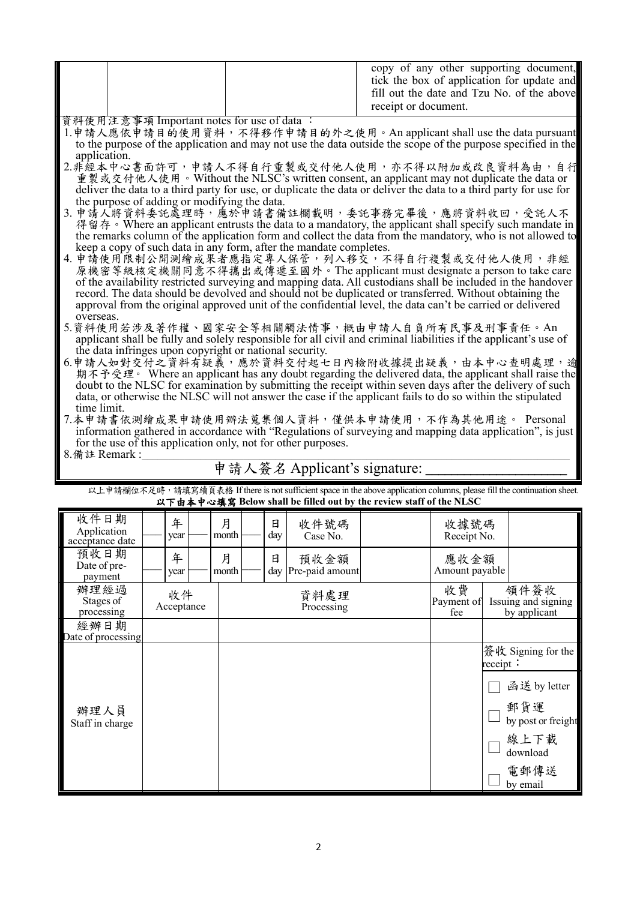| | | copy of any other supporting document, tick the box of application for update and fill out the date and Tzu No. of the above receipt or document. |
|---|---|---|

資料使用注意事項 Important notes for use of data ：

1.申請人應依申請目的使用資料，不得移作申請目的外之使用。An applicant shall use the data pursuant to the purpose of the application and may not use the data outside the scope of the purpose specified in the application.

2.非經本中心書面許可，申請人不得自行重製或交付他人使用，亦不得以附加或改良資料為由，自行重製或交付他人使用。Without the NLSC's written consent, an applicant may not duplicate the data or deliver the data to a third party for use, or duplicate the data or deliver the data to a third party for use for the purpose of adding or modifying the data.

3. 申請人將資料委託處理時，應於申請書備註欄載明，委託事務完畢後，應將資料收回，受託人不得留存。Where an applicant entrusts the data to a mandatory, the applicant shall specify such mandate in the remarks column of the application form and collect the data from the mandatory, who is not allowed to keep a copy of such data in any form, after the mandate completes.

4. 申請使用限制公開測繪成果者應指定專人保管，列入移交，不得自行複製或交付他人使用，非經原機密等級核定機關同意不得攜出或傳遞至國外。The applicant must designate a person to take care of the availability restricted surveying and mapping data. All custodians shall be included in the handover record. The data should be devolved and should not be duplicated or transferred. Without obtaining the approval from the original approved unit of the confidential level, the data can't be carried or delivered overseas.

5.資料使用若涉及著作權、國家安全等相關觸法情事，概由申請人自負所有民事及刑事責任。An applicant shall be fully and solely responsible for all civil and criminal liabilities if the applicant's use of the data infringes upon copyright or national security.

6.申請人如對交付之資料有疑義，應於資料交付起七日內檢附收據提出疑義，由本中心查明處理，逾期不予受理。 Where an applicant has any doubt regarding the delivered data, the applicant shall raise the doubt to the NLSC for examination by submitting the receipt within seven days after the delivery of such data, or otherwise the NLSC will not answer the case if the applicant fails to do so within the stipulated time limit.

7.本申請書依測繪成果申請使用辦法蒐集個人資料，僅供本申請使用，不作為其他用途。 Personal information gathered in accordance with "Regulations of surveying and mapping data application", is just for the use of this application only, not for other purposes.

8.備註 Remark :\_\_\_\_\_\_\_\_\_\_\_\_\_\_\_\_\_\_\_\_\_\_\_\_\_\_\_\_\_\_\_\_\_\_\_\_\_\_\_\_

申請人簽名 Applicant's signature: \_\_\_\_\_\_\_\_\_\_\_\_\_\_\_\_\_\_

以上申請欄位不足時，請填寫續頁表格 If there is not sufficient space in the above application columns, please fill the continuation sheet.

**以下由本中心填寫 Below shall be filled out by the review staff of the NLSC**

| 收件日期 Application acceptance date | \_\_\_ 年 year \_\_\_ 月 month \_\_\_ 日 day | 收件號碼 Case No. | | 收據號碼 Receipt No. | |
|---|---|---|---|---|---|
| 預收日期 Date of pre-payment | \_\_\_ 年 year \_\_\_ 月 month \_\_\_ 日 day | 預收金額 Pre-paid amount | | 應收金額 Amount payable | |

| 辦理經過 Stages of processing | 收件 Acceptance | 資料處理 Processing | 收費 Payment of fee | 領件簽收 Issuing and signing by applicant |
|---|---|---|---|---|
| 經辦日期 Date of processing | | | | |
| 辦理人員 Staff in charge | | | | 簽收 Signing for the receipt：<br>☐ 函送 by letter<br>☐ 郵貨運 by post or freight<br>☐ 線上下載 download<br>☐ 電郵傳送 by email |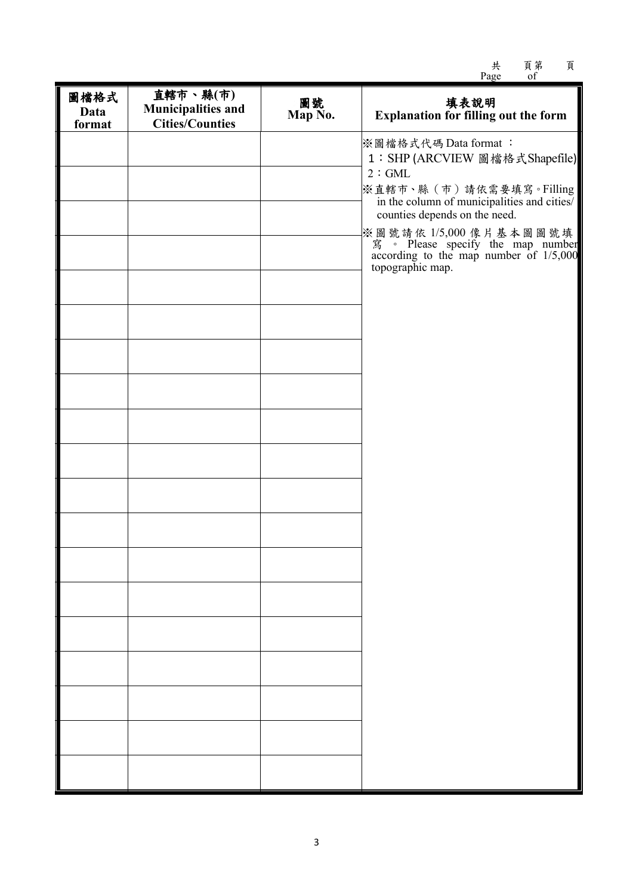共　　頁第　　頁
Page　　of

| 圖檔格式<br>Data format | 直轄市、縣(市)<br>Municipalities and Cities/Counties | 圖號<br>Map No. | 填表說明<br>Explanation for filling out the form |
|---|---|---|---|
| | | | ※圖檔格式代碼 Data format ：<br>1：SHP (ARCVIEW 圖檔格式Shapefile)<br>2：GML<br>※直轄市、縣（市）請依需要填寫。Filling in the column of municipalities and cities/ counties depends on the need.<br>※圖號請依 1/5,000 像片基本圖圖號填寫 。 Please specify the map number according to the map number of 1/5,000 topographic map. |
| | | | |
| | | | |
| | | | |
| | | | |
| | | | |
| | | | |
| | | | |
| | | | |
| | | | |
| | | | |
| | | | |
| | | | |
| | | | |
| | | | |
| | | | |
| | | | |
| | | | |
| | | | |